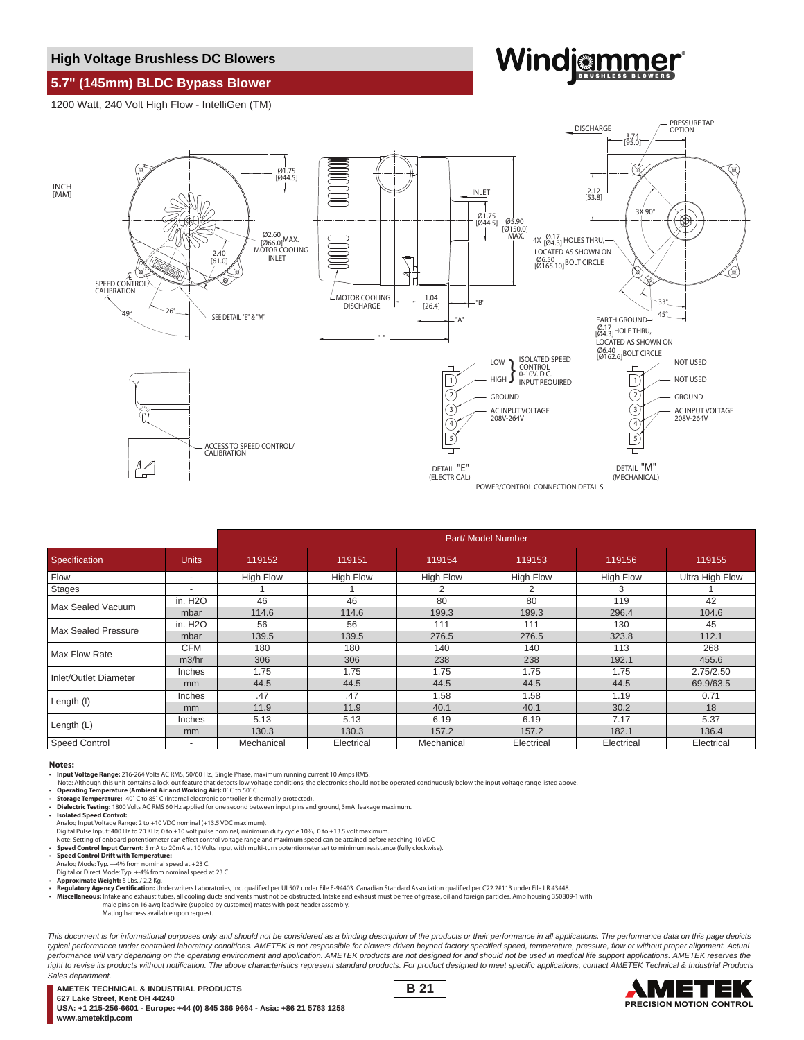## High Voltage Brushless DC Blowers

## 5.7" (145mm) BLDC Bypass Blower

Windjammer® BRUSHLESS BLOWERS

1200 Watt, 240 Volt High Flow - IntelliGen (TM)

INCH [MM]

Ø1.75 [Ø44.5]
Ø2.60 [Ø66.0] MAX. MOTOR COOLING INLET
2.40 [61.0]
SPEED CONTROL CALIBRATION
49°
26°
SEE DETAIL "E" & "M"
INLET
Ø1.75 [Ø44.5]
Ø5.90 [Ø150.0] MAX.
MOTOR COOLING DISCHARGE
1.04 [26.4]
"B"
"A"
"L"
DISCHARGE
3.74 [95.0]
PRESSURE TAP OPTION
2.12 [53.8]
3X 90°
4X Ø.17 [Ø4.3] HOLES THRU, LOCATED AS SHOWN ON Ø6.50 [Ø165.10] BOLT CIRCLE
33°
45°
EARTH GROUND
Ø.17 [Ø4.3] HOLE THRU, LOCATED AS SHOWN ON Ø6.40 [Ø162.6] BOLT CIRCLE
ACCESS TO SPEED CONTROL/ CALIBRATION

DETAIL "E" (ELECTRICAL): 1 LOW / 2 HIGH – ISOLATED SPEED CONTROL 0-10V. D.C. INPUT REQUIRED; 3 GROUND; 4, 5 AC INPUT VOLTAGE 208V-264V

DETAIL "M" (MECHANICAL): 1 NOT USED; 2 NOT USED; 3 GROUND; 4, 5 AC INPUT VOLTAGE 208V-264V

POWER/CONTROL CONNECTION DETAILS

| | | Part/ Model Number | | | | | |
|---|---|---|---|---|---|---|---|
| Specification | Units | 119152 | 119151 | 119154 | 119153 | 119156 | 119155 |
| Flow | - | High Flow | High Flow | High Flow | High Flow | High Flow | Ultra High Flow |
| Stages | - | 1 | 1 | 2 | 2 | 3 | 1 |
| Max Sealed Vacuum | in. H2O | 46 | 46 | 80 | 80 | 119 | 42 |
| | mbar | 114.6 | 114.6 | 199.3 | 199.3 | 296.4 | 104.6 |
| Max Sealed Pressure | in. H2O | 56 | 56 | 111 | 111 | 130 | 45 |
| | mbar | 139.5 | 139.5 | 276.5 | 276.5 | 323.8 | 112.1 |
| Max Flow Rate | CFM | 180 | 180 | 140 | 140 | 113 | 268 |
| | m3/hr | 306 | 306 | 238 | 238 | 192.1 | 455.6 |
| Inlet/Outlet Diameter | Inches | 1.75 | 1.75 | 1.75 | 1.75 | 1.75 | 2.75/2.50 |
| | mm | 44.5 | 44.5 | 44.5 | 44.5 | 44.5 | 69.9/63.5 |
| Length (l) | Inches | .47 | .47 | 1.58 | 1.58 | 1.19 | 0.71 |
| | mm | 11.9 | 11.9 | 40.1 | 40.1 | 30.2 | 18 |
| Length (L) | Inches | 5.13 | 5.13 | 6.19 | 6.19 | 7.17 | 5.37 |
| | mm | 130.3 | 130.3 | 157.2 | 157.2 | 182.1 | 136.4 |
| Speed Control | - | Mechanical | Electrical | Mechanical | Electrical | Electrical | Electrical |

**Notes:**

- **Input Voltage Range:** 216-264 Volts AC RMS, 50/60 Hz., Single Phase, maximum running current 10 Amps RMS.
  Note: Although this unit contains a lock-out feature that detects low voltage conditions, the electronics should not be operated continuously below the input voltage range listed above.
- **Operating Temperature (Ambient Air and Working Air):** 0° C to 50° C
- **Storage Temperature:** -40° C to 85° C (Internal electronic controller is thermally protected).
- **Dielectric Testing:** 1800 Volts AC RMS 60 Hz applied for one second between input pins and ground, 3mA leakage maximum.
- **Isolated Speed Control:**
  Analog Input Voltage Range: 2 to +10 VDC nominal (+13.5 VDC maximum).
  Digital Pulse Input: 400 Hz to 20 KHz, 0 to +10 volt pulse nominal, minimum duty cycle 10%, 0 to +13.5 volt maximum.
  Note: Setting of onboard potentiometer can effect control voltage range and maximum speed can be attained before reaching 10 VDC
- **Speed Control Input Current:** 5 mA to 20mA at 10 Volts input with multi-turn potentiometer set to minimum resistance (fully clockwise).
- **Speed Control Drift with Temperature:**
  Analog Mode: Typ. +-4% from nominal speed at +23 C.
  Digital or Direct Mode: Typ. +-4% from nominal speed at 23 C.
- **Approximate Weight:** 6 Lbs. / 2.2 Kg.
- **Regulatory Agency Certification:** Underwriters Laboratories, Inc. qualified per UL507 under File E-94403. Canadian Standard Association qualified per C22.2#113 under File LR 43448.
- **Miscellaneous:** Intake and exhaust tubes, all cooling ducts and vents must not be obstructed. Intake and exhaust must be free of grease, oil and foreign particles. Amp housing 350809-1 with male pins on 16 awg lead wire (suppied by customer) mates with post header assembly.
  Mating harness available upon request.

*This document is for informational purposes only and should not be considered as a binding description of the products or their performance in all applications. The performance data on this page depicts typical performance under controlled laboratory conditions. AMETEK is not responsible for blowers driven beyond factory specified speed, temperature, pressure, flow or without proper alignment. Actual performance will vary depending on the operating environment and application. AMETEK products are not designed for and should not be used in medical life support applications. AMETEK reserves the right to revise its products without notification. The above characteristics represent standard products. For product designed to meet specific applications, contact AMETEK Technical & Industrial Products Sales department.*

**AMETEK TECHNICAL & INDUSTRIAL PRODUCTS**
**627 Lake Street, Kent OH 44240**
**USA: +1 215-256-6601 - Europe: +44 (0) 845 366 9664 - Asia: +86 21 5763 1258**
**www.ametektip.com**

AMETEK PRECISION MOTION CONTROL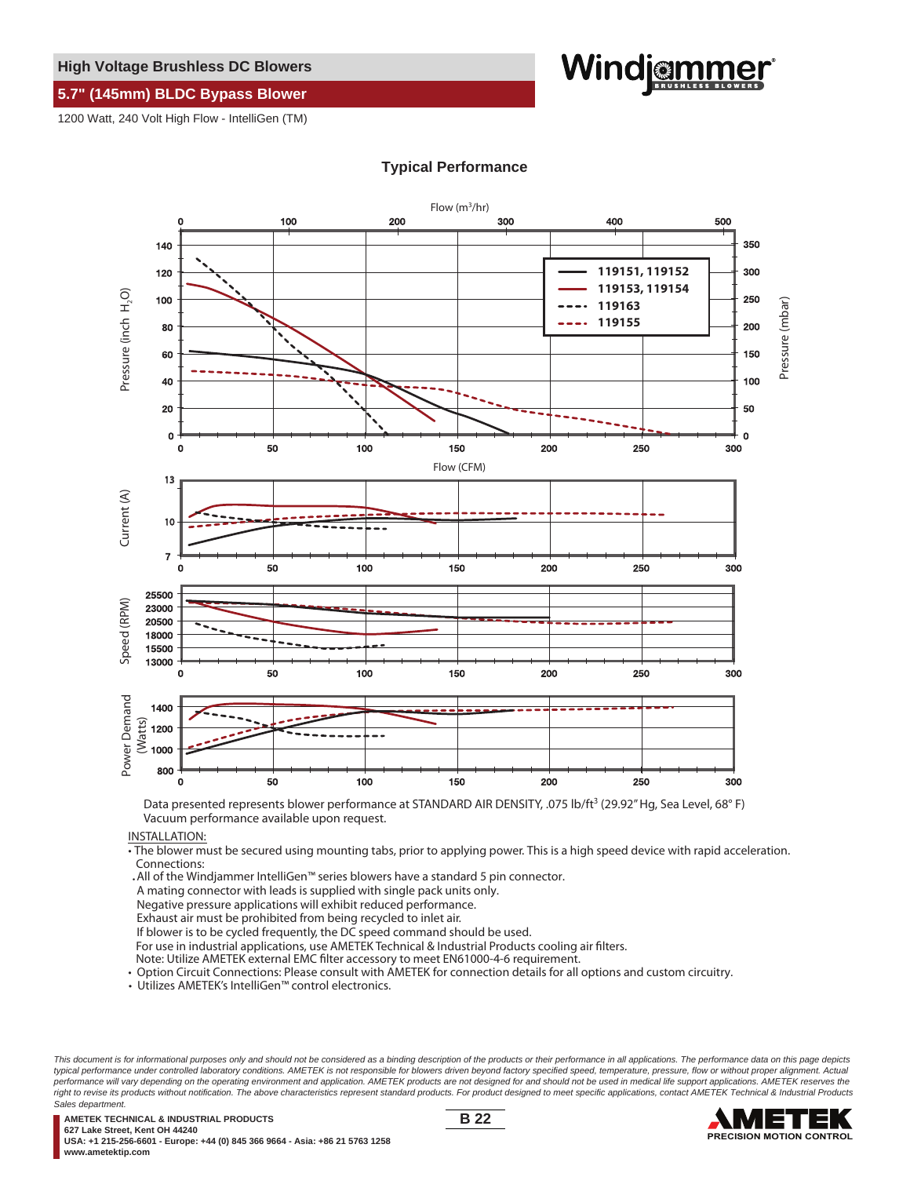## High Voltage Brushless DC Blowers

## 5.7" (145mm) BLDC Bypass Blower

1200 Watt, 240 Volt High Flow - IntelliGen (TM)

### Typical Performance

Flow ($m^3$/hr)

0 100 200 300 400 500

Pressure (inch $H_2O$)

140 120 100 80 60 40 20 0

Pressure (mbar)

350 300 250 200 150 100 50 0

119151, 119152
119153, 119154
119163
119155

0 50 100 150 200 250 300

Flow (CFM)

Current (A)

13 10 7

0 50 100 150 200 250 300

Speed (RPM)

25500 23000 20500 18000 15500 13000

0 50 100 150 200 250 300

Power Demand (Watts)

1400 1200 1000 800

0 50 100 150 200 250 300

Data presented represents blower performance at STANDARD AIR DENSITY, .075 lb/ft[3] (29.92" Hg, Sea Level, 68° F)
Vacuum performance available upon request.

INSTALLATION:

- The blower must be secured using mounting tabs, prior to applying power. This is a high speed device with rapid acceleration.
  Connections:
- All of the Windjammer IntelliGen™ series blowers have a standard 5 pin connector.
  A mating connector with leads is supplied with single pack units only.
  Negative pressure applications will exhibit reduced performance.
  Exhaust air must be prohibited from being recycled to inlet air.
  If blower is to be cycled frequently, the DC speed command should be used.
  For use in industrial applications, use AMETEK Technical & Industrial Products cooling air filters.
  Note: Utilize AMETEK external EMC filter accessory to meet EN61000-4-6 requirement.
- Option Circuit Connections: Please consult with AMETEK for connection details for all options and custom circuitry.
- Utilizes AMETEK's IntelliGen™ control electronics.

*This document is for informational purposes only and should not be considered as a binding description of the products or their performance in all applications. The performance data on this page depicts typical performance under controlled laboratory conditions. AMETEK is not responsible for blowers driven beyond factory specified speed, temperature, pressure, flow or without proper alignment. Actual performance will vary depending on the operating environment and application. AMETEK products are not designed for and should not be used in medical life support applications. AMETEK reserves the right to revise its products without notification. The above characteristics represent standard products. For product designed to meet specific applications, contact AMETEK Technical & Industrial Products Sales department.*

**AMETEK TECHNICAL & INDUSTRIAL PRODUCTS**
**627 Lake Street, Kent OH 44240**
**USA: +1 215-256-6601 - Europe: +44 (0) 845 366 9664 - Asia: +86 21 5763 1258**
**www.ametektip.com**

**B 22**

AMETEK PRECISION MOTION CONTROL